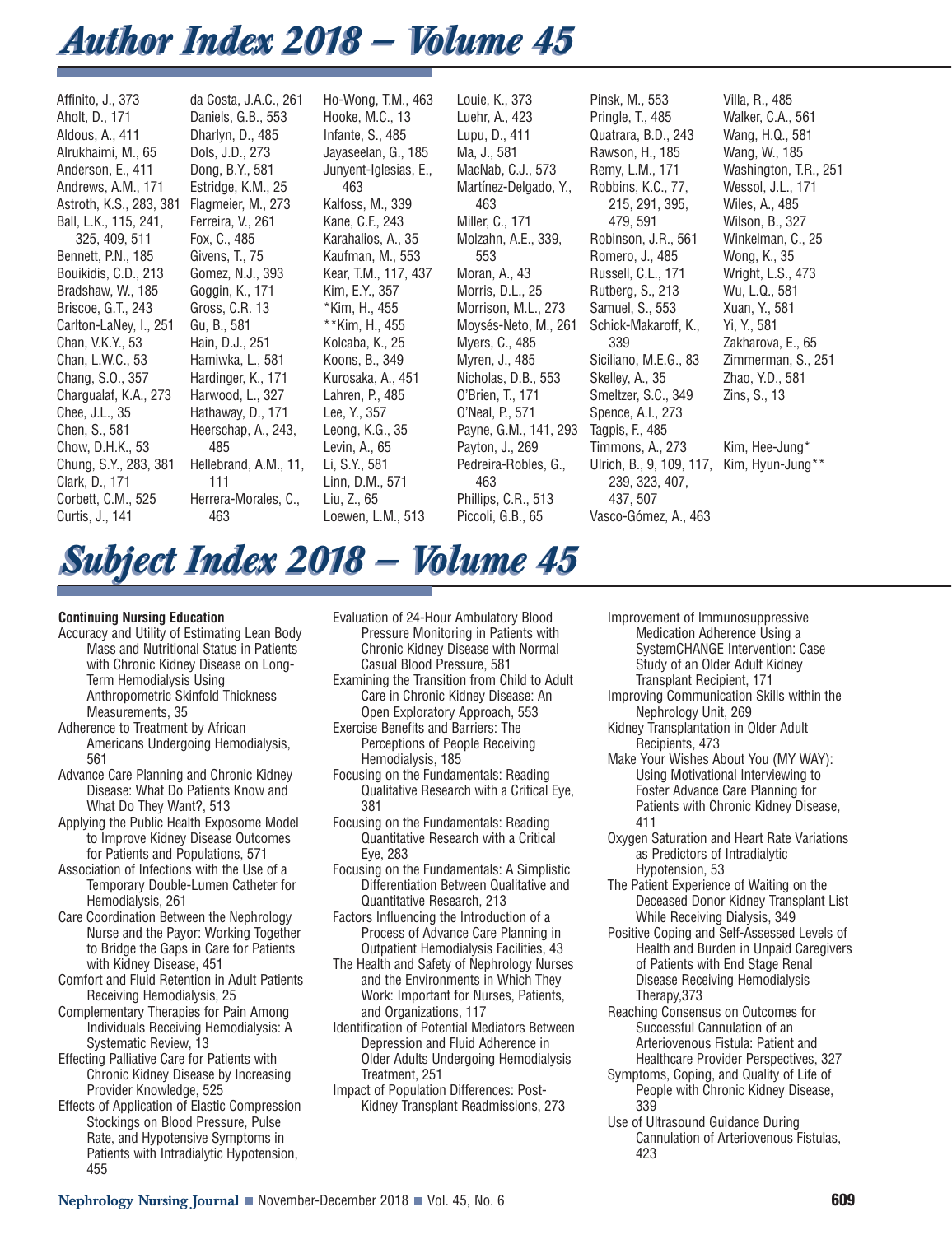# Author Index 2018 – Volume 45

Affinito, J., 373
Aholt, D., 171
Aldous, A., 411
Alrukhaimi, M., 65
Anderson, E., 411
Andrews, A.M., 171
Astroth, K.S., 283, 381
Ball, L.K., 115, 241, 325, 409, 511
Bennett, P.N., 185
Bouikidis, C.D., 213
Bradshaw, W., 185
Briscoe, G.T., 243
Carlton-LaNey, I., 251
Chan, V.K.Y., 53
Chan, L.W.C., 53
Chang, S.O., 357
Chargualaf, K.A., 273
Chee, J.L., 35
Chen, S., 581
Chow, D.H.K., 53
Chung, S.Y., 283, 381
Clark, D., 171
Corbett, C.M., 525
Curtis, J., 141
da Costa, J.A.C., 261
Daniels, G.B., 553
Dharlyn, D., 485
Dols, J.D., 273
Dong, B.Y., 581
Estridge, K.M., 25
Flagmeier, M., 273
Ferreira, V., 261
Fox, C., 485
Givens, T., 75
Gomez, N.J., 393
Goggin, K., 171
Gross, C.R. 13
Gu, B., 581
Hain, D.J., 251
Hamiwka, L., 581
Hardinger, K., 171
Harwood, L., 327
Hathaway, D., 171
Heerschap, A., 243, 485
Hellebrand, A.M., 11, 111
Herrera-Morales, C., 463
Ho-Wong, T.M., 463
Hooke, M.C., 13
Infante, S., 485
Jayaseelan, G., 185
Junyent-Iglesias, E., 463
Kalfoss, M., 339
Kane, C.F., 243
Karahalios, A., 35
Kaufman, M., 553
Kear, T.M., 117, 437
Kim, E.Y., 357
*Kim, H., 455
**Kim, H., 455
Kolcaba, K., 25
Koons, B., 349
Kurosaka, A., 451
Lahren, P., 485
Lee, Y., 357
Leong, K.G., 35
Levin, A., 65
Li, S.Y., 581
Linn, D.M., 571
Liu, Z., 65
Loewen, L.M., 513
Louie, K., 373
Luehr, A., 423
Lupu, D., 411
Ma, J., 581
MacNab, C.J., 573
Martínez-Delgado, Y., 463
Miller, C., 171
Molzahn, A.E., 339, 553
Moran, A., 43
Morris, D.L., 25
Morrison, M.L., 273
Moysés-Neto, M., 261
Myers, C., 485
Myren, J., 485
Nicholas, D.B., 553
O'Brien, T., 171
O'Neal, P., 571
Payne, G.M., 141, 293
Payton, J., 269
Pedreira-Robles, G., 463
Phillips, C.R., 513
Piccoli, G.B., 65
Pinsk, M., 553
Pringle, T., 485
Quatrara, B.D., 243
Rawson, H., 185
Remy, L.M., 171
Robbins, K.C., 77, 215, 291, 395, 479, 591
Robinson, J.R., 561
Romero, J., 485
Russell, C.L., 171
Rutberg, S., 213
Samuel, S., 553
Schick-Makaroff, K., 339
Siciliano, M.E.G., 83
Skelley, A., 35
Smeltzer, S.C., 349
Spence, A.I., 273
Tagpis, F., 485
Timmons, A., 273
Ulrich, B., 9, 109, 117, 239, 323, 407, 437, 507
Vasco-Gómez, A., 463
Villa, R., 485
Walker, C.A., 561
Wang, H.Q., 581
Wang, W., 185
Washington, T.R., 251
Wessol, J.L., 171
Wiles, A., 485
Wilson, B., 327
Winkelman, C., 25
Wong, K., 35
Wright, L.S., 473
Wu, L.Q., 581
Xuan, Y., 581
Yi, Y., 581
Zakharova, E., 65
Zimmerman, S., 251
Zhao, Y.D., 581
Zins, S., 13

Kim, Hee-Jung*
Kim, Hyun-Jung**

# Subject Index 2018 – Volume 45

**Continuing Nursing Education**

- Accuracy and Utility of Estimating Lean Body Mass and Nutritional Status in Patients with Chronic Kidney Disease on Long-Term Hemodialysis Using Anthropometric Skinfold Thickness Measurements, 35
- Adherence to Treatment by African Americans Undergoing Hemodialysis, 561
- Advance Care Planning and Chronic Kidney Disease: What Do Patients Know and What Do They Want?, 513
- Applying the Public Health Exposome Model to Improve Kidney Disease Outcomes for Patients and Populations, 571
- Association of Infections with the Use of a Temporary Double-Lumen Catheter for Hemodialysis, 261
- Care Coordination Between the Nephrology Nurse and the Payor: Working Together to Bridge the Gaps in Care for Patients with Kidney Disease, 451
- Comfort and Fluid Retention in Adult Patients Receiving Hemodialysis, 25
- Complementary Therapies for Pain Among Individuals Receiving Hemodialysis: A Systematic Review, 13
- Effecting Palliative Care for Patients with Chronic Kidney Disease by Increasing Provider Knowledge, 525
- Effects of Application of Elastic Compression Stockings on Blood Pressure, Pulse Rate, and Hypotensive Symptoms in Patients with Intradialytic Hypotension, 455
- Evaluation of 24-Hour Ambulatory Blood Pressure Monitoring in Patients with Chronic Kidney Disease with Normal Casual Blood Pressure, 581
- Examining the Transition from Child to Adult Care in Chronic Kidney Disease: An Open Exploratory Approach, 553
- Exercise Benefits and Barriers: The Perceptions of People Receiving Hemodialysis, 185
- Focusing on the Fundamentals: Reading Qualitative Research with a Critical Eye, 381
- Focusing on the Fundamentals: Reading Quantitative Research with a Critical Eye, 283
- Focusing on the Fundamentals: A Simplistic Differentiation Between Qualitative and Quantitative Research, 213
- Factors Influencing the Introduction of a Process of Advance Care Planning in Outpatient Hemodialysis Facilities, 43
- The Health and Safety of Nephrology Nurses and the Environments in Which They Work: Important for Nurses, Patients, and Organizations, 117
- Identification of Potential Mediators Between Depression and Fluid Adherence in Older Adults Undergoing Hemodialysis Treatment, 251
- Impact of Population Differences: Post-Kidney Transplant Readmissions, 273
- Improvement of Immunosuppressive Medication Adherence Using a SystemCHANGE Intervention: Case Study of an Older Adult Kidney Transplant Recipient, 171
- Improving Communication Skills within the Nephrology Unit, 269
- Kidney Transplantation in Older Adult Recipients, 473
- Make Your Wishes About You (MY WAY): Using Motivational Interviewing to Foster Advance Care Planning for Patients with Chronic Kidney Disease, 411
- Oxygen Saturation and Heart Rate Variations as Predictors of Intradialytic Hypotension, 53
- The Patient Experience of Waiting on the Deceased Donor Kidney Transplant List While Receiving Dialysis, 349
- Positive Coping and Self-Assessed Levels of Health and Burden in Unpaid Caregivers of Patients with End Stage Renal Disease Receiving Hemodialysis Therapy,373
- Reaching Consensus on Outcomes for Successful Cannulation of an Arteriovenous Fistula: Patient and Healthcare Provider Perspectives, 327
- Symptoms, Coping, and Quality of Life of People with Chronic Kidney Disease, 339
- Use of Ultrasound Guidance During Cannulation of Arteriovenous Fistulas, 423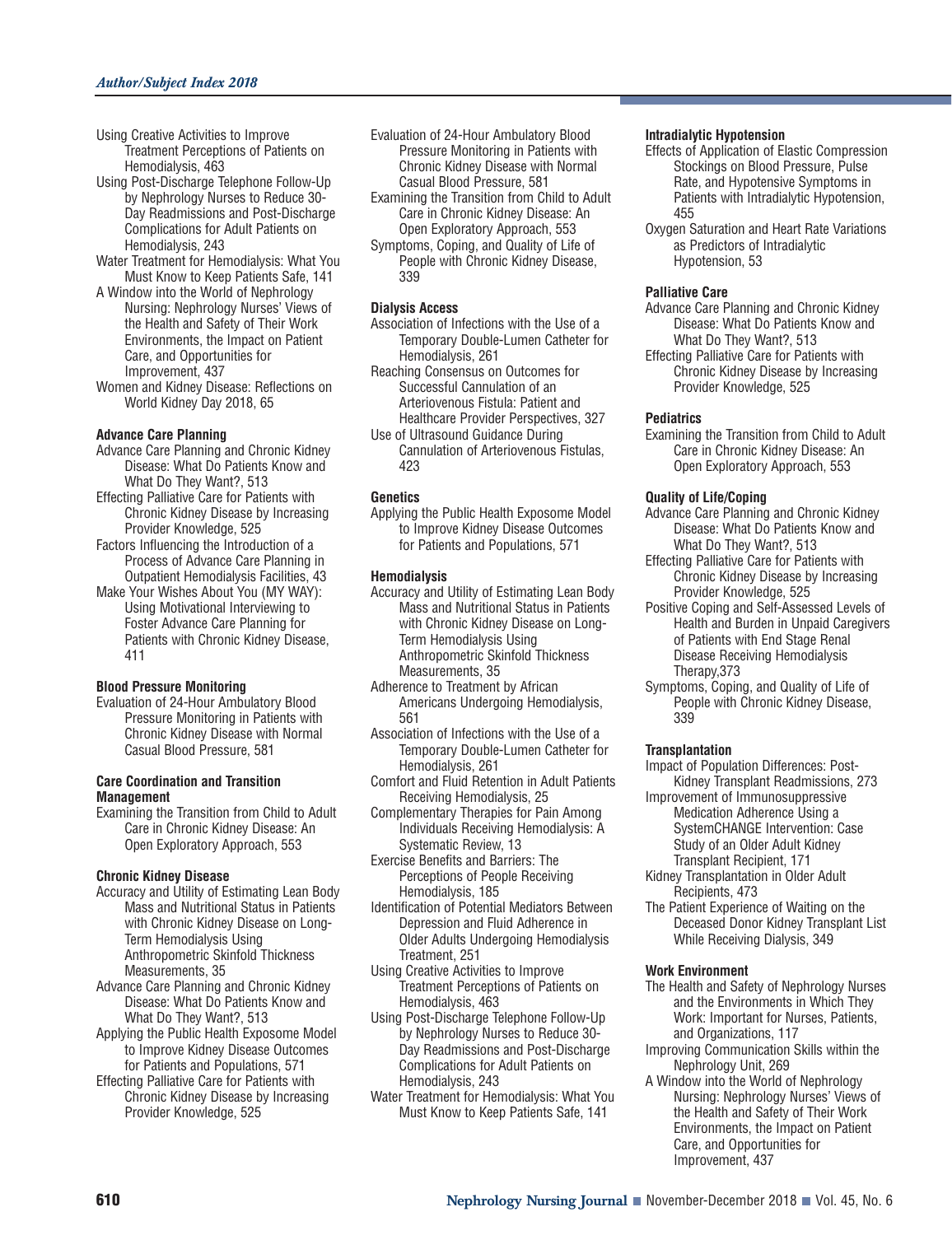Using Creative Activities to Improve Treatment Perceptions of Patients on Hemodialysis, 463

Using Post-Discharge Telephone Follow-Up by Nephrology Nurses to Reduce 30-Day Readmissions and Post-Discharge Complications for Adult Patients on Hemodialysis, 243

Water Treatment for Hemodialysis: What You Must Know to Keep Patients Safe, 141

A Window into the World of Nephrology Nursing: Nephrology Nurses' Views of the Health and Safety of Their Work Environments, the Impact on Patient Care, and Opportunities for Improvement, 437

Women and Kidney Disease: Reflections on World Kidney Day 2018, 65

**Advance Care Planning**

Advance Care Planning and Chronic Kidney Disease: What Do Patients Know and What Do They Want?, 513

Effecting Palliative Care for Patients with Chronic Kidney Disease by Increasing Provider Knowledge, 525

Factors Influencing the Introduction of a Process of Advance Care Planning in Outpatient Hemodialysis Facilities, 43

Make Your Wishes About You (MY WAY): Using Motivational Interviewing to Foster Advance Care Planning for Patients with Chronic Kidney Disease, 411

**Blood Pressure Monitoring**

Evaluation of 24-Hour Ambulatory Blood Pressure Monitoring in Patients with Chronic Kidney Disease with Normal Casual Blood Pressure, 581

**Care Coordination and Transition Management**

Examining the Transition from Child to Adult Care in Chronic Kidney Disease: An Open Exploratory Approach, 553

**Chronic Kidney Disease**

Accuracy and Utility of Estimating Lean Body Mass and Nutritional Status in Patients with Chronic Kidney Disease on Long-Term Hemodialysis Using Anthropometric Skinfold Thickness Measurements, 35

Advance Care Planning and Chronic Kidney Disease: What Do Patients Know and What Do They Want?, 513

Applying the Public Health Exposome Model to Improve Kidney Disease Outcomes for Patients and Populations, 571

Effecting Palliative Care for Patients with Chronic Kidney Disease by Increasing Provider Knowledge, 525

Evaluation of 24-Hour Ambulatory Blood Pressure Monitoring in Patients with Chronic Kidney Disease with Normal Casual Blood Pressure, 581

Examining the Transition from Child to Adult Care in Chronic Kidney Disease: An Open Exploratory Approach, 553

Symptoms, Coping, and Quality of Life of People with Chronic Kidney Disease, 339

**Dialysis Access**

Association of Infections with the Use of a Temporary Double-Lumen Catheter for Hemodialysis, 261

Reaching Consensus on Outcomes for Successful Cannulation of an Arteriovenous Fistula: Patient and Healthcare Provider Perspectives, 327

Use of Ultrasound Guidance During Cannulation of Arteriovenous Fistulas, 423

**Genetics**

Applying the Public Health Exposome Model to Improve Kidney Disease Outcomes for Patients and Populations, 571

**Hemodialysis**

Accuracy and Utility of Estimating Lean Body Mass and Nutritional Status in Patients with Chronic Kidney Disease on Long-Term Hemodialysis Using Anthropometric Skinfold Thickness Measurements, 35

Adherence to Treatment by African Americans Undergoing Hemodialysis, 561

Association of Infections with the Use of a Temporary Double-Lumen Catheter for Hemodialysis, 261

Comfort and Fluid Retention in Adult Patients Receiving Hemodialysis, 25

Complementary Therapies for Pain Among Individuals Receiving Hemodialysis: A Systematic Review, 13

Exercise Benefits and Barriers: The Perceptions of People Receiving Hemodialysis, 185

Identification of Potential Mediators Between Depression and Fluid Adherence in Older Adults Undergoing Hemodialysis Treatment, 251

Using Creative Activities to Improve Treatment Perceptions of Patients on Hemodialysis, 463

Using Post-Discharge Telephone Follow-Up by Nephrology Nurses to Reduce 30-Day Readmissions and Post-Discharge Complications for Adult Patients on Hemodialysis, 243

Water Treatment for Hemodialysis: What You Must Know to Keep Patients Safe, 141

**Intradialytic Hypotension**

Effects of Application of Elastic Compression Stockings on Blood Pressure, Pulse Rate, and Hypotensive Symptoms in Patients with Intradialytic Hypotension, 455

Oxygen Saturation and Heart Rate Variations as Predictors of Intradialytic Hypotension, 53

**Palliative Care**

Advance Care Planning and Chronic Kidney Disease: What Do Patients Know and What Do They Want?, 513

Effecting Palliative Care for Patients with Chronic Kidney Disease by Increasing Provider Knowledge, 525

**Pediatrics**

Examining the Transition from Child to Adult Care in Chronic Kidney Disease: An Open Exploratory Approach, 553

**Quality of Life/Coping**

Advance Care Planning and Chronic Kidney Disease: What Do Patients Know and What Do They Want?, 513

Effecting Palliative Care for Patients with Chronic Kidney Disease by Increasing Provider Knowledge, 525

Positive Coping and Self-Assessed Levels of Health and Burden in Unpaid Caregivers of Patients with End Stage Renal Disease Receiving Hemodialysis Therapy,373

Symptoms, Coping, and Quality of Life of People with Chronic Kidney Disease, 339

**Transplantation**

Impact of Population Differences: Post-Kidney Transplant Readmissions, 273

Improvement of Immunosuppressive Medication Adherence Using a SystemCHANGE Intervention: Case Study of an Older Adult Kidney Transplant Recipient, 171

Kidney Transplantation in Older Adult Recipients, 473

The Patient Experience of Waiting on the Deceased Donor Kidney Transplant List While Receiving Dialysis, 349

**Work Environment**

The Health and Safety of Nephrology Nurses and the Environments in Which They Work: Important for Nurses, Patients, and Organizations, 117

Improving Communication Skills within the Nephrology Unit, 269

A Window into the World of Nephrology Nursing: Nephrology Nurses' Views of the Health and Safety of Their Work Environments, the Impact on Patient Care, and Opportunities for Improvement, 437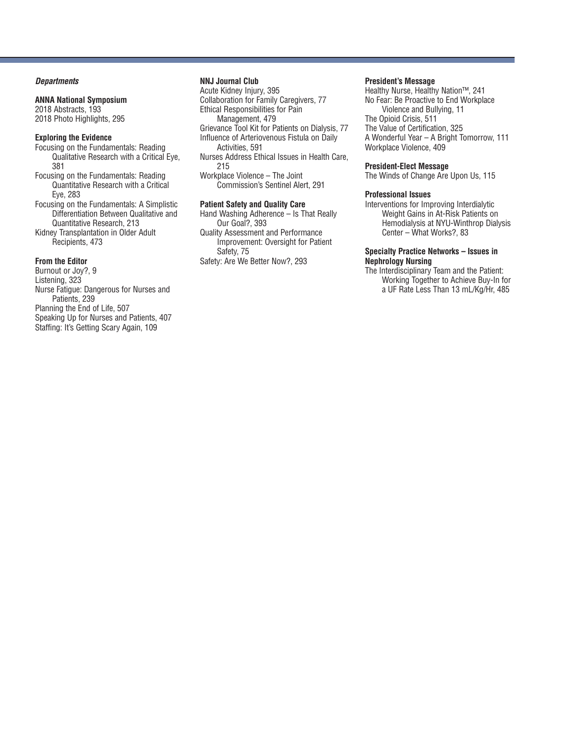***Departments***

**ANNA National Symposium**

2018 Abstracts, 193
2018 Photo Highlights, 295

**Exploring the Evidence**

Focusing on the Fundamentals: Reading Qualitative Research with a Critical Eye, 381
Focusing on the Fundamentals: Reading Quantitative Research with a Critical Eye, 283
Focusing on the Fundamentals: A Simplistic Differentiation Between Qualitative and Quantitative Research, 213
Kidney Transplantation in Older Adult Recipients, 473

**From the Editor**

Burnout or Joy?, 9
Listening, 323
Nurse Fatigue: Dangerous for Nurses and Patients, 239
Planning the End of Life, 507
Speaking Up for Nurses and Patients, 407
Staffing: It's Getting Scary Again, 109

**NNJ Journal Club**

Acute Kidney Injury, 395
Collaboration for Family Caregivers, 77
Ethical Responsibilities for Pain Management, 479
Grievance Tool Kit for Patients on Dialysis, 77
Influence of Arteriovenous Fistula on Daily Activities, 591
Nurses Address Ethical Issues in Health Care, 215
Workplace Violence – The Joint Commission's Sentinel Alert, 291

**Patient Safety and Quality Care**

Hand Washing Adherence – Is That Really Our Goal?, 393
Quality Assessment and Performance Improvement: Oversight for Patient Safety, 75
Safety: Are We Better Now?, 293

**President's Message**

Healthy Nurse, Healthy Nation™, 241
No Fear: Be Proactive to End Workplace Violence and Bullying, 11
The Opioid Crisis, 511
The Value of Certification, 325
A Wonderful Year – A Bright Tomorrow, 111
Workplace Violence, 409

**President-Elect Message**

The Winds of Change Are Upon Us, 115

**Professional Issues**

Interventions for Improving Interdialytic Weight Gains in At-Risk Patients on Hemodialysis at NYU-Winthrop Dialysis Center – What Works?, 83

**Specialty Practice Networks – Issues in Nephrology Nursing**

The Interdisciplinary Team and the Patient: Working Together to Achieve Buy-In for a UF Rate Less Than 13 mL/Kg/Hr, 485